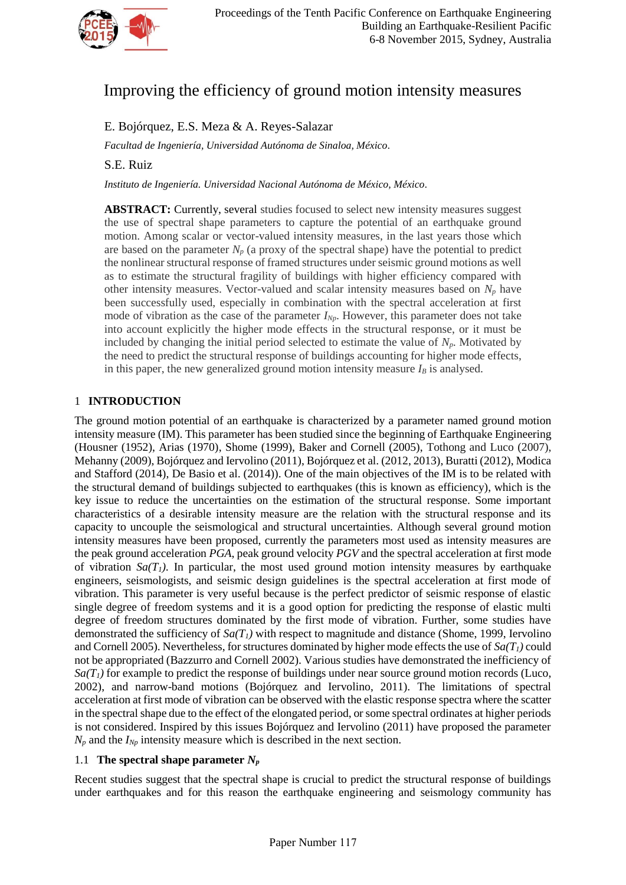# Improving the efficiency of ground motion intensity measures

E. Bojórquez, E.S. Meza & A. Reyes-Salazar

*Facultad de Ingeniería, Universidad Autónoma de Sinaloa, México.*

S.E. Ruiz

*Instituto de Ingeniería. Universidad Nacional Autónoma de México, México.*

**ABSTRACT:** Currently, several studies focused to select new intensity measures suggest the use of spectral shape parameters to capture the potential of an earthquake ground motion. Among scalar or vector-valued intensity measures, in the last years those which are based on the parameter $N_p$ (a proxy of the spectral shape) have the potential to predict the nonlinear structural response of framed structures under seismic ground motions as well as to estimate the structural fragility of buildings with higher efficiency compared with other intensity measures. Vector-valued and scalar intensity measures based on $N_p$ have been successfully used, especially in combination with the spectral acceleration at first mode of vibration as the case of the parameter $I_{Np}$. However, this parameter does not take into account explicitly the higher mode effects in the structural response, or it must be included by changing the initial period selected to estimate the value of $N_p$. Motivated by the need to predict the structural response of buildings accounting for higher mode effects, in this paper, the new generalized ground motion intensity measure $I_B$ is analysed.

## 1 INTRODUCTION

The ground motion potential of an earthquake is characterized by a parameter named ground motion intensity measure (IM). This parameter has been studied since the beginning of Earthquake Engineering (Housner (1952), Arias (1970), Shome (1999), Baker and Cornell (2005), Tothong and Luco (2007), Mehanny (2009), Bojórquez and Iervolino (2011), Bojórquez et al. (2012, 2013), Buratti (2012), Modica and Stafford (2014), De Basio et al. (2014)). One of the main objectives of the IM is to be related with the structural demand of buildings subjected to earthquakes (this is known as efficiency), which is the key issue to reduce the uncertainties on the estimation of the structural response. Some important characteristics of a desirable intensity measure are the relation with the structural response and its capacity to uncouple the seismological and structural uncertainties. Although several ground motion intensity measures have been proposed, currently the parameters most used as intensity measures are the peak ground acceleration *PGA*, peak ground velocity *PGV* and the spectral acceleration at first mode of vibration $Sa(T_1)$. In particular, the most used ground motion intensity measures by earthquake engineers, seismologists, and seismic design guidelines is the spectral acceleration at first mode of vibration. This parameter is very useful because is the perfect predictor of seismic response of elastic single degree of freedom systems and it is a good option for predicting the response of elastic multi degree of freedom structures dominated by the first mode of vibration. Further, some studies have demonstrated the sufficiency of $Sa(T_1)$ with respect to magnitude and distance (Shome, 1999, Iervolino and Cornell 2005). Nevertheless, for structures dominated by higher mode effects the use of $Sa(T_1)$ could not be appropriated (Bazzurro and Cornell 2002). Various studies have demonstrated the inefficiency of $Sa(T_1)$ for example to predict the response of buildings under near source ground motion records (Luco, 2002), and narrow-band motions (Bojórquez and Iervolino, 2011). The limitations of spectral acceleration at first mode of vibration can be observed with the elastic response spectra where the scatter in the spectral shape due to the effect of the elongated period, or some spectral ordinates at higher periods is not considered. Inspired by this issues Bojórquez and Iervolino (2011) have proposed the parameter $N_p$ and the $I_{Np}$ intensity measure which is described in the next section.

### 1.1 The spectral shape parameter $N_p$

Recent studies suggest that the spectral shape is crucial to predict the structural response of buildings under earthquakes and for this reason the earthquake engineering and seismology community has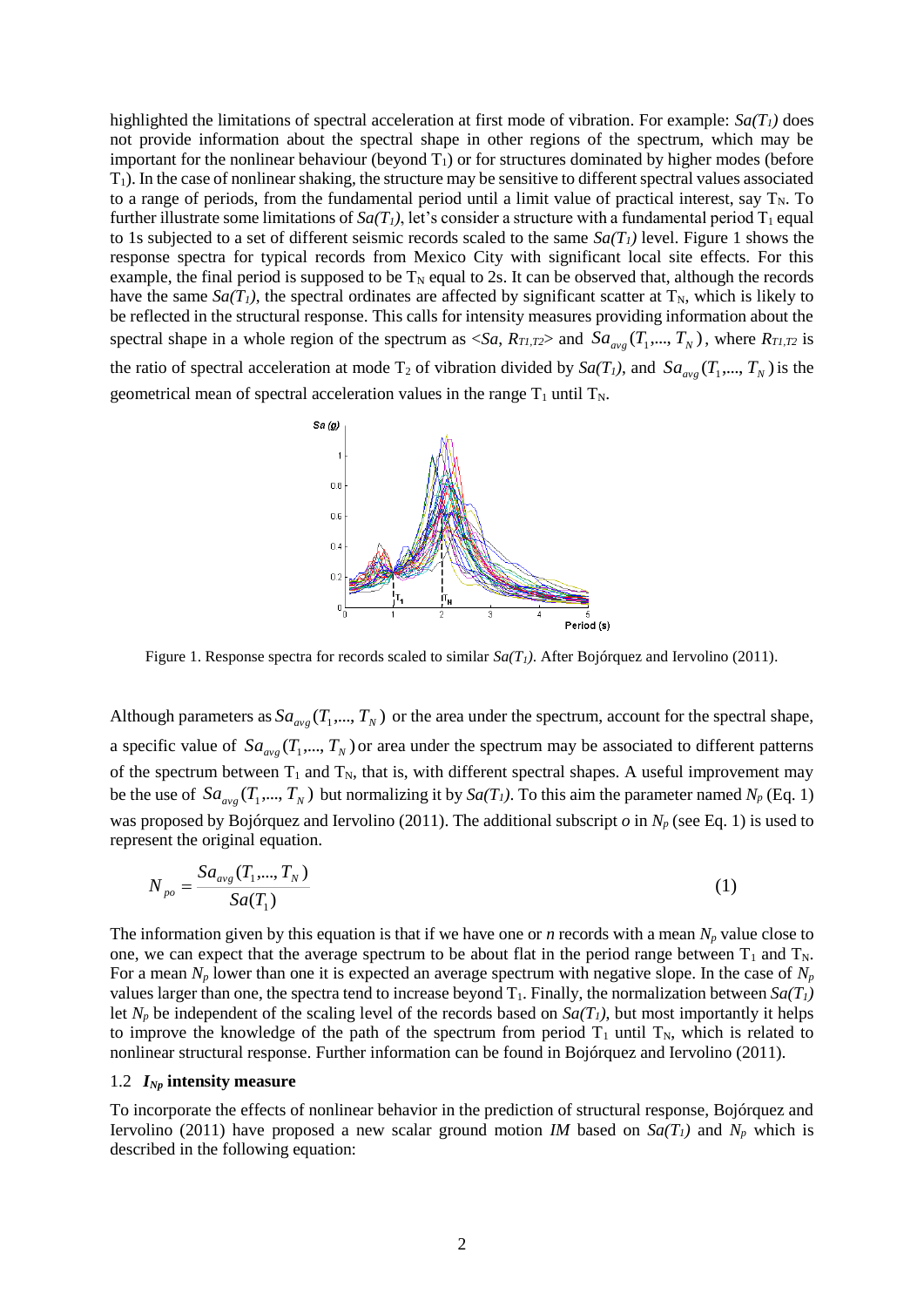highlighted the limitations of spectral acceleration at first mode of vibration. For example: $Sa(T_1)$ does not provide information about the spectral shape in other regions of the spectrum, which may be important for the nonlinear behaviour (beyond $T_1$) or for structures dominated by higher modes (before $T_1$). In the case of nonlinear shaking, the structure may be sensitive to different spectral values associated to a range of periods, from the fundamental period until a limit value of practical interest, say $T_N$. To further illustrate some limitations of $Sa(T_1)$, let's consider a structure with a fundamental period $T_1$ equal to 1s subjected to a set of different seismic records scaled to the same $Sa(T_1)$ level. Figure 1 shows the response spectra for typical records from Mexico City with significant local site effects. For this example, the final period is supposed to be $T_N$ equal to 2s. It can be observed that, although the records have the same $Sa(T_1)$, the spectral ordinates are affected by significant scatter at $T_N$, which is likely to be reflected in the structural response. This calls for intensity measures providing information about the spectral shape in a whole region of the spectrum as $<Sa, R_{T1,T2}>$ and $Sa_{avg}(T_1,...,T_N)$, where $R_{T1,T2}$ is the ratio of spectral acceleration at mode $T_2$ of vibration divided by $Sa(T_1)$, and $Sa_{avg}(T_1,...,T_N)$ is the geometrical mean of spectral acceleration values in the range $T_1$ until $T_N$.

Figure 1. Response spectra for records scaled to similar $Sa(T_1)$. After Bojórquez and Iervolino (2011).

Although parameters as $Sa_{avg}(T_1,...,T_N)$ or the area under the spectrum, account for the spectral shape, a specific value of $Sa_{avg}(T_1,...,T_N)$ or area under the spectrum may be associated to different patterns of the spectrum between $T_1$ and $T_N$, that is, with different spectral shapes. A useful improvement may be the use of $Sa_{avg}(T_1,...,T_N)$ but normalizing it by $Sa(T_1)$. To this aim the parameter named $N_p$ (Eq. 1) was proposed by Bojórquez and Iervolino (2011). The additional subscript *o* in $N_p$ (see Eq. 1) is used to represent the original equation.

$$N_{po} = \frac{Sa_{avg}(T_1,...,T_N)}{Sa(T_1)} \tag{1}$$

The information given by this equation is that if we have one or *n* records with a mean $N_p$ value close to one, we can expect that the average spectrum to be about flat in the period range between $T_1$ and $T_N$. For a mean $N_p$ lower than one it is expected an average spectrum with negative slope. In the case of $N_p$ values larger than one, the spectra tend to increase beyond $T_1$. Finally, the normalization between $Sa(T_1)$ let $N_p$ be independent of the scaling level of the records based on $Sa(T_1)$, but most importantly it helps to improve the knowledge of the path of the spectrum from period $T_1$ until $T_N$, which is related to nonlinear structural response. Further information can be found in Bojórquez and Iervolino (2011).

### 1.2 $I_{Np}$ intensity measure

To incorporate the effects of nonlinear behavior in the prediction of structural response, Bojórquez and Iervolino (2011) have proposed a new scalar ground motion *IM* based on $Sa(T_1)$ and $N_p$ which is described in the following equation: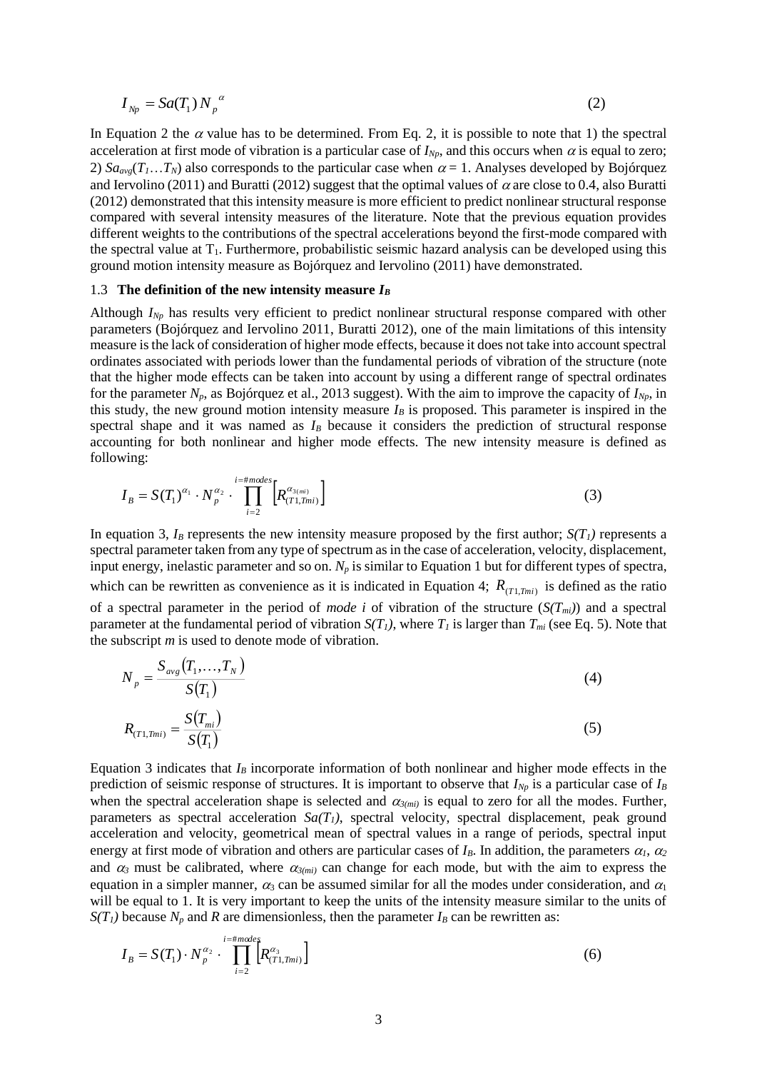$$I_{Np} = Sa(T_1)\, N_p^{\ \alpha} \tag{2}$$

In Equation 2 the $\alpha$ value has to be determined. From Eq. 2, it is possible to note that 1) the spectral acceleration at first mode of vibration is a particular case of $I_{Np}$, and this occurs when $\alpha$ is equal to zero; 2) $Sa_{avg}(T_1 \ldots T_N)$ also corresponds to the particular case when $\alpha = 1$. Analyses developed by Bojórquez and Iervolino (2011) and Buratti (2012) suggest that the optimal values of $\alpha$ are close to 0.4, also Buratti (2012) demonstrated that this intensity measure is more efficient to predict nonlinear structural response compared with several intensity measures of the literature. Note that the previous equation provides different weights to the contributions of the spectral accelerations beyond the first-mode compared with the spectral value at $T_1$. Furthermore, probabilistic seismic hazard analysis can be developed using this ground motion intensity measure as Bojórquez and Iervolino (2011) have demonstrated.

### 1.3 The definition of the new intensity measure $I_B$

Although $I_{Np}$ has results very efficient to predict nonlinear structural response compared with other parameters (Bojórquez and Iervolino 2011, Buratti 2012), one of the main limitations of this intensity measure is the lack of consideration of higher mode effects, because it does not take into account spectral ordinates associated with periods lower than the fundamental periods of vibration of the structure (note that the higher mode effects can be taken into account by using a different range of spectral ordinates for the parameter $N_p$, as Bojórquez et al., 2013 suggest). With the aim to improve the capacity of $I_{Np}$, in this study, the new ground motion intensity measure $I_B$ is proposed. This parameter is inspired in the spectral shape and it was named as $I_B$ because it considers the prediction of structural response accounting for both nonlinear and higher mode effects. The new intensity measure is defined as following:

$$I_B = S(T_1)^{\alpha_1} \cdot N_p^{\alpha_2} \cdot \prod_{i=2}^{i=\#modes} \left[ R_{(T1,Tmi)}^{\alpha_{3(mi)}} \right] \tag{3}$$

In equation 3, $I_B$ represents the new intensity measure proposed by the first author; $S(T_1)$ represents a spectral parameter taken from any type of spectrum as in the case of acceleration, velocity, displacement, input energy, inelastic parameter and so on. $N_p$ is similar to Equation 1 but for different types of spectra, which can be rewritten as convenience as it is indicated in Equation 4; $R_{(T1,Tmi)}$ is defined as the ratio of a spectral parameter in the period of *mode i* of vibration of the structure ($S(T_{mi})$) and a spectral parameter at the fundamental period of vibration $S(T_1)$, where $T_1$ is larger than $T_{mi}$ (see Eq. 5). Note that the subscript *m* is used to denote mode of vibration.

$$N_p = \frac{S_{avg}(T_1, \ldots, T_N)}{S(T_1)} \tag{4}$$

$$R_{(T1,Tmi)} = \frac{S(T_{mi})}{S(T_1)} \tag{5}$$

Equation 3 indicates that $I_B$ incorporate information of both nonlinear and higher mode effects in the prediction of seismic response of structures. It is important to observe that $I_{Np}$ is a particular case of $I_B$ when the spectral acceleration shape is selected and $\alpha_{3(mi)}$ is equal to zero for all the modes. Further, parameters as spectral acceleration $Sa(T_1)$, spectral velocity, spectral displacement, peak ground acceleration and velocity, geometrical mean of spectral values in a range of periods, spectral input energy at first mode of vibration and others are particular cases of $I_B$. In addition, the parameters $\alpha_1$, $\alpha_2$ and $\alpha_3$ must be calibrated, where $\alpha_{3(mi)}$ can change for each mode, but with the aim to express the equation in a simpler manner, $\alpha_3$ can be assumed similar for all the modes under consideration, and $\alpha_1$ will be equal to 1. It is very important to keep the units of the intensity measure similar to the units of $S(T_1)$ because $N_p$ and $R$ are dimensionless, then the parameter $I_B$ can be rewritten as:

$$I_B = S(T_1) \cdot N_p^{\alpha_2} \cdot \prod_{i=2}^{i=\#modes} \left[ R_{(T1,Tmi)}^{\alpha_3} \right] \tag{6}$$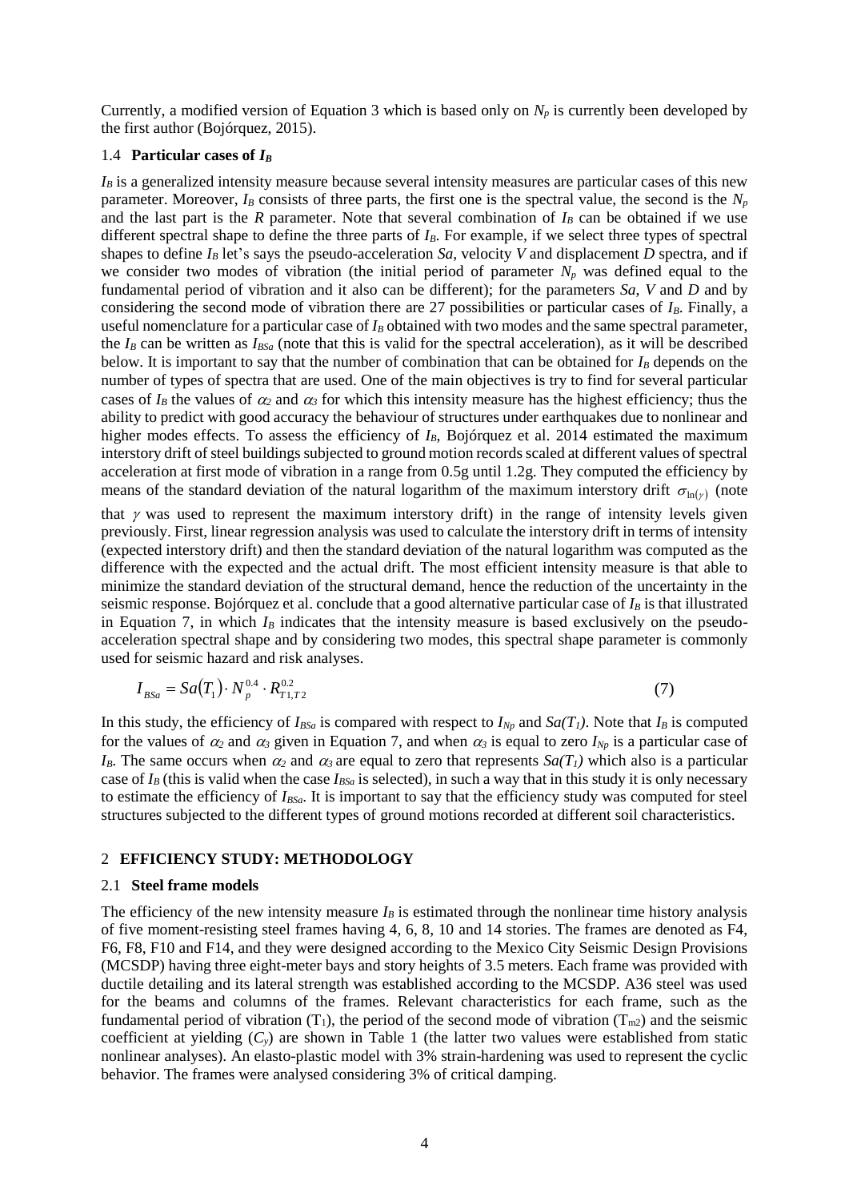Currently, a modified version of Equation 3 which is based only on $N_p$ is currently been developed by the first author (Bojórquez, 2015).

### 1.4 **Particular cases of $I_B$**

$I_B$ is a generalized intensity measure because several intensity measures are particular cases of this new parameter. Moreover, $I_B$ consists of three parts, the first one is the spectral value, the second is the $N_p$ and the last part is the $R$ parameter. Note that several combination of $I_B$ can be obtained if we use different spectral shape to define the three parts of $I_B$. For example, if we select three types of spectral shapes to define $I_B$ let's says the pseudo-acceleration $Sa$, velocity $V$ and displacement $D$ spectra, and if we consider two modes of vibration (the initial period of parameter $N_p$ was defined equal to the fundamental period of vibration and it also can be different); for the parameters $Sa$, $V$ and $D$ and by considering the second mode of vibration there are 27 possibilities or particular cases of $I_B$. Finally, a useful nomenclature for a particular case of $I_B$ obtained with two modes and the same spectral parameter, the $I_B$ can be written as $I_{BSa}$ (note that this is valid for the spectral acceleration), as it will be described below. It is important to say that the number of combination that can be obtained for $I_B$ depends on the number of types of spectra that are used. One of the main objectives is try to find for several particular cases of $I_B$ the values of $\alpha_2$ and $\alpha_3$ for which this intensity measure has the highest efficiency; thus the ability to predict with good accuracy the behaviour of structures under earthquakes due to nonlinear and higher modes effects. To assess the efficiency of $I_B$, Bojórquez et al. 2014 estimated the maximum interstory drift of steel buildings subjected to ground motion records scaled at different values of spectral acceleration at first mode of vibration in a range from 0.5g until 1.2g. They computed the efficiency by means of the standard deviation of the natural logarithm of the maximum interstory drift $\sigma_{\ln(\gamma)}$ (note that $\gamma$ was used to represent the maximum interstory drift) in the range of intensity levels given previously. First, linear regression analysis was used to calculate the interstory drift in terms of intensity (expected interstory drift) and then the standard deviation of the natural logarithm was computed as the difference with the expected and the actual drift. The most efficient intensity measure is that able to minimize the standard deviation of the structural demand, hence the reduction of the uncertainty in the seismic response. Bojórquez et al. conclude that a good alternative particular case of $I_B$ is that illustrated in Equation 7, in which $I_B$ indicates that the intensity measure is based exclusively on the pseudo-acceleration spectral shape and by considering two modes, this spectral shape parameter is commonly used for seismic hazard and risk analyses.

$$I_{BSa} = Sa(T_1) \cdot N_p^{0.4} \cdot R_{T1,T2}^{0.2} \tag{7}$$

In this study, the efficiency of $I_{BSa}$ is compared with respect to $I_{Np}$ and $Sa(T_1)$. Note that $I_B$ is computed for the values of $\alpha_2$ and $\alpha_3$ given in Equation 7, and when $\alpha_3$ is equal to zero $I_{Np}$ is a particular case of $I_B$. The same occurs when $\alpha_2$ and $\alpha_3$ are equal to zero that represents $Sa(T_1)$ which also is a particular case of $I_B$ (this is valid when the case $I_{BSa}$ is selected), in such a way that in this study it is only necessary to estimate the efficiency of $I_{BSa}$. It is important to say that the efficiency study was computed for steel structures subjected to the different types of ground motions recorded at different soil characteristics.

## 2 **EFFICIENCY STUDY: METHODOLOGY**

### 2.1 **Steel frame models**

The efficiency of the new intensity measure $I_B$ is estimated through the nonlinear time history analysis of five moment-resisting steel frames having 4, 6, 8, 10 and 14 stories. The frames are denoted as F4, F6, F8, F10 and F14, and they were designed according to the Mexico City Seismic Design Provisions (MCSDP) having three eight-meter bays and story heights of 3.5 meters. Each frame was provided with ductile detailing and its lateral strength was established according to the MCSDP. A36 steel was used for the beams and columns of the frames. Relevant characteristics for each frame, such as the fundamental period of vibration ($T_1$), the period of the second mode of vibration ($T_{m2}$) and the seismic coefficient at yielding ($C_y$) are shown in Table 1 (the latter two values were established from static nonlinear analyses). An elasto-plastic model with 3% strain-hardening was used to represent the cyclic behavior. The frames were analysed considering 3% of critical damping.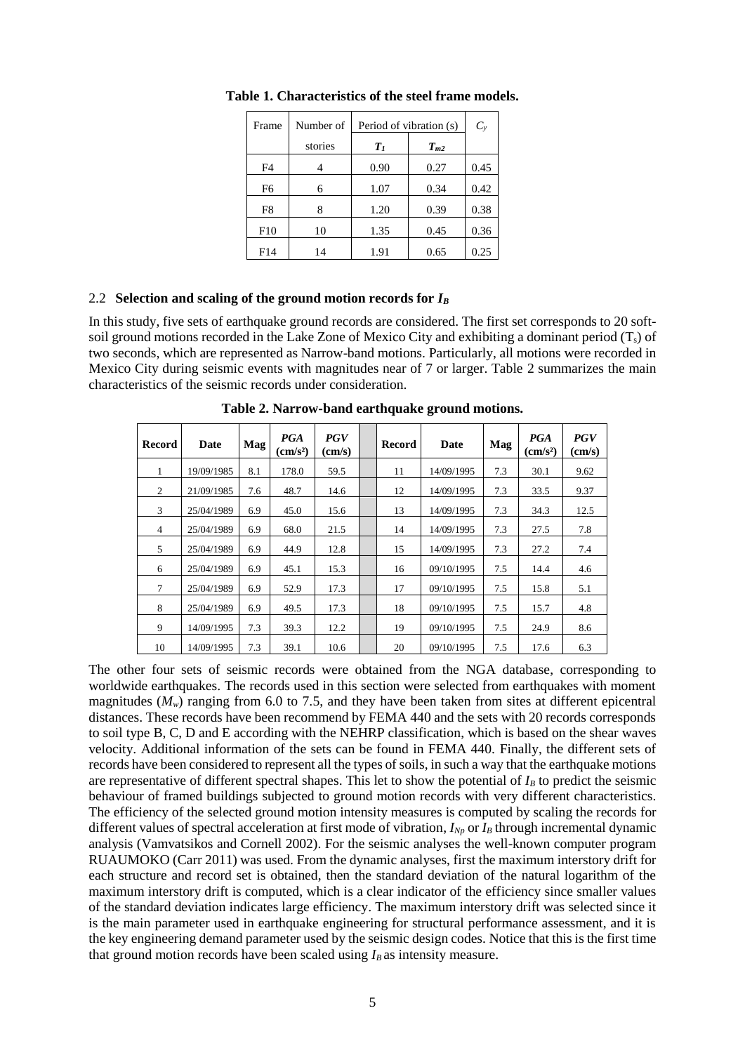**Table 1. Characteristics of the steel frame models.**

| Frame | Number of stories | Period of vibration (s) | | $C_y$ |
|---|---|---|---|---|
| | | $T_1$ | $T_{m2}$ | |
| F4 | 4 | 0.90 | 0.27 | 0.45 |
| F6 | 6 | 1.07 | 0.34 | 0.42 |
| F8 | 8 | 1.20 | 0.39 | 0.38 |
| F10 | 10 | 1.35 | 0.45 | 0.36 |
| F14 | 14 | 1.91 | 0.65 | 0.25 |

### 2.2 Selection and scaling of the ground motion records for $I_B$

In this study, five sets of earthquake ground records are considered. The first set corresponds to 20 soft-soil ground motions recorded in the Lake Zone of Mexico City and exhibiting a dominant period ($T_s$) of two seconds, which are represented as Narrow-band motions. Particularly, all motions were recorded in Mexico City during seismic events with magnitudes near of 7 or larger. Table 2 summarizes the main characteristics of the seismic records under consideration.

**Table 2. Narrow-band earthquake ground motions.**

| Record | Date | Mag | *PGA* (cm/s²) | *PGV* (cm/s) | Record | Date | Mag | *PGA* (cm/s²) | *PGV* (cm/s) |
|---|---|---|---|---|---|---|---|---|---|
| 1 | 19/09/1985 | 8.1 | 178.0 | 59.5 | 11 | 14/09/1995 | 7.3 | 30.1 | 9.62 |
| 2 | 21/09/1985 | 7.6 | 48.7 | 14.6 | 12 | 14/09/1995 | 7.3 | 33.5 | 9.37 |
| 3 | 25/04/1989 | 6.9 | 45.0 | 15.6 | 13 | 14/09/1995 | 7.3 | 34.3 | 12.5 |
| 4 | 25/04/1989 | 6.9 | 68.0 | 21.5 | 14 | 14/09/1995 | 7.3 | 27.5 | 7.8 |
| 5 | 25/04/1989 | 6.9 | 44.9 | 12.8 | 15 | 14/09/1995 | 7.3 | 27.2 | 7.4 |
| 6 | 25/04/1989 | 6.9 | 45.1 | 15.3 | 16 | 09/10/1995 | 7.5 | 14.4 | 4.6 |
| 7 | 25/04/1989 | 6.9 | 52.9 | 17.3 | 17 | 09/10/1995 | 7.5 | 15.8 | 5.1 |
| 8 | 25/04/1989 | 6.9 | 49.5 | 17.3 | 18 | 09/10/1995 | 7.5 | 15.7 | 4.8 |
| 9 | 14/09/1995 | 7.3 | 39.3 | 12.2 | 19 | 09/10/1995 | 7.5 | 24.9 | 8.6 |
| 10 | 14/09/1995 | 7.3 | 39.1 | 10.6 | 20 | 09/10/1995 | 7.5 | 17.6 | 6.3 |

The other four sets of seismic records were obtained from the NGA database, corresponding to worldwide earthquakes. The records used in this section were selected from earthquakes with moment magnitudes ($M_w$) ranging from 6.0 to 7.5, and they have been taken from sites at different epicentral distances. These records have been recommend by FEMA 440 and the sets with 20 records corresponds to soil type B, C, D and E according with the NEHRP classification, which is based on the shear waves velocity. Additional information of the sets can be found in FEMA 440. Finally, the different sets of records have been considered to represent all the types of soils, in such a way that the earthquake motions are representative of different spectral shapes. This let to show the potential of $I_B$ to predict the seismic behaviour of framed buildings subjected to ground motion records with very different characteristics. The efficiency of the selected ground motion intensity measures is computed by scaling the records for different values of spectral acceleration at first mode of vibration, $I_{Np}$ or $I_B$ through incremental dynamic analysis (Vamvatsikos and Cornell 2002). For the seismic analyses the well-known computer program RUAUMOKO (Carr 2011) was used. From the dynamic analyses, first the maximum interstory drift for each structure and record set is obtained, then the standard deviation of the natural logarithm of the maximum interstory drift is computed, which is a clear indicator of the efficiency since smaller values of the standard deviation indicates large efficiency. The maximum interstory drift was selected since it is the main parameter used in earthquake engineering for structural performance assessment, and it is the key engineering demand parameter used by the seismic design codes. Notice that this is the first time that ground motion records have been scaled using $I_B$ as intensity measure.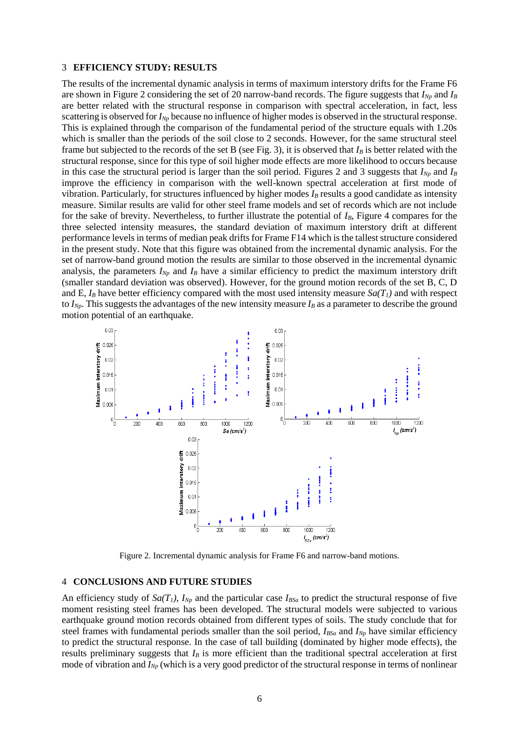## 3 EFFICIENCY STUDY: RESULTS

The results of the incremental dynamic analysis in terms of maximum interstory drifts for the Frame F6 are shown in Figure 2 considering the set of 20 narrow-band records. The figure suggests that $I_{Np}$ and $I_B$ are better related with the structural response in comparison with spectral acceleration, in fact, less scattering is observed for $I_{Np}$ because no influence of higher modes is observed in the structural response. This is explained through the comparison of the fundamental period of the structure equals with 1.20s which is smaller than the periods of the soil close to 2 seconds. However, for the same structural steel frame but subjected to the records of the set B (see Fig. 3), it is observed that $I_B$ is better related with the structural response, since for this type of soil higher mode effects are more likelihood to occurs because in this case the structural period is larger than the soil period. Figures 2 and 3 suggests that $I_{Np}$ and $I_B$ improve the efficiency in comparison with the well-known spectral acceleration at first mode of vibration. Particularly, for structures influenced by higher modes $I_B$ results a good candidate as intensity measure. Similar results are valid for other steel frame models and set of records which are not include for the sake of brevity. Nevertheless, to further illustrate the potential of $I_B$, Figure 4 compares for the three selected intensity measures, the standard deviation of maximum interstory drift at different performance levels in terms of median peak drifts for Frame F14 which is the tallest structure considered in the present study. Note that this figure was obtained from the incremental dynamic analysis. For the set of narrow-band ground motion the results are similar to those observed in the incremental dynamic analysis, the parameters $I_{Np}$ and $I_B$ have a similar efficiency to predict the maximum interstory drift (smaller standard deviation was observed). However, for the ground motion records of the set B, C, D and E, $I_B$ have better efficiency compared with the most used intensity measure $Sa(T_1)$ and with respect to $I_{Np}$. This suggests the advantages of the new intensity measure $I_B$ as a parameter to describe the ground motion potential of an earthquake.

Figure 2. Incremental dynamic analysis for Frame F6 and narrow-band motions.

## 4 CONCLUSIONS AND FUTURE STUDIES

An efficiency study of $Sa(T_1)$, $I_{Np}$ and the particular case $I_{BSa}$ to predict the structural response of five moment resisting steel frames has been developed. The structural models were subjected to various earthquake ground motion records obtained from different types of soils. The study conclude that for steel frames with fundamental periods smaller than the soil period, $I_{BSa}$ and $I_{Np}$ have similar efficiency to predict the structural response. In the case of tall building (dominated by higher mode effects), the results preliminary suggests that $I_B$ is more efficient than the traditional spectral acceleration at first mode of vibration and $I_{Np}$ (which is a very good predictor of the structural response in terms of nonlinear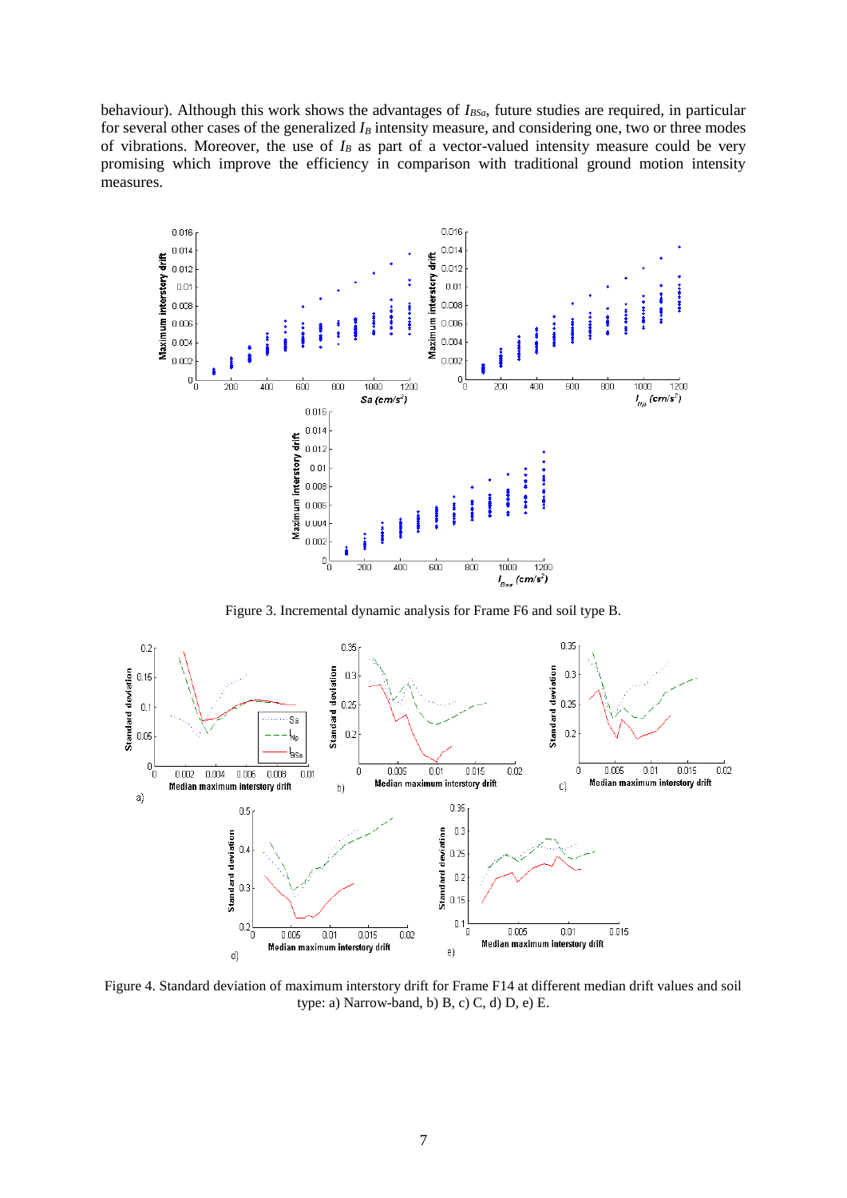behaviour). Although this work shows the advantages of $I_{BSa}$, future studies are required, in particular for several other cases of the generalized $I_B$ intensity measure, and considering one, two or three modes of vibrations. Moreover, the use of $I_B$ as part of a vector-valued intensity measure could be very promising which improve the efficiency in comparison with traditional ground motion intensity measures.

Figure 3. Incremental dynamic analysis for Frame F6 and soil type B.

Figure 4. Standard deviation of maximum interstory drift for Frame F14 at different median drift values and soil type: a) Narrow-band, b) B, c) C, d) D, e) E.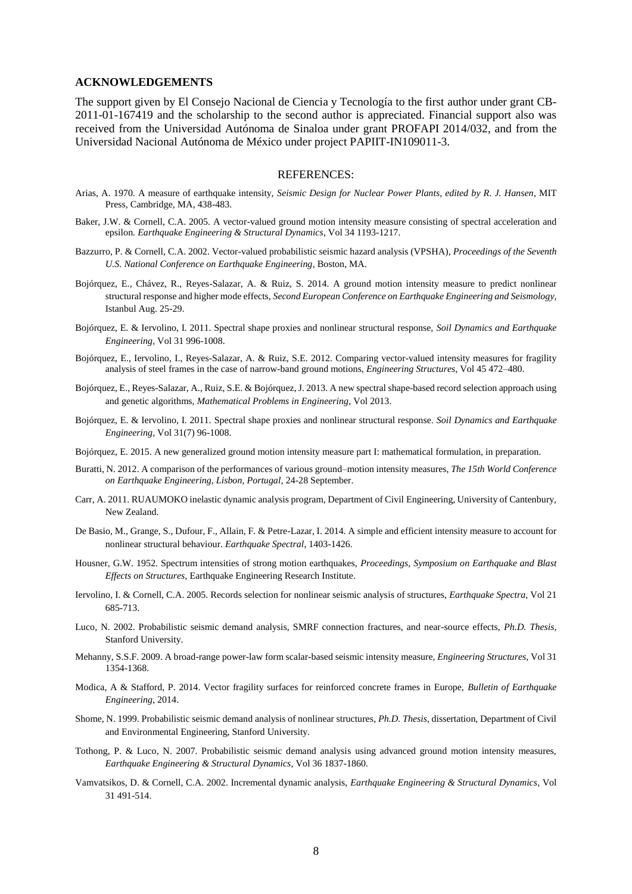## ACKNOWLEDGEMENTS

The support given by El Consejo Nacional de Ciencia y Tecnología to the first author under grant CB-2011-01-167419 and the scholarship to the second author is appreciated. Financial support also was received from the Universidad Autónoma de Sinaloa under grant PROFAPI 2014/032, and from the Universidad Nacional Autónoma de México under project PAPIIT-IN109011-3.

## REFERENCES:

Arias, A. 1970. A measure of earthquake intensity, *Seismic Design for Nuclear Power Plants, edited by R. J. Hansen*, MIT Press, Cambridge, MA, 438-483.

Baker, J.W. & Cornell, C.A. 2005. A vector-valued ground motion intensity measure consisting of spectral acceleration and epsilon. *Earthquake Engineering & Structural Dynamics*, Vol 34 1193-1217.

Bazzurro, P. & Cornell, C.A. 2002. Vector-valued probabilistic seismic hazard analysis (VPSHA), *Proceedings of the Seventh U.S. National Conference on Earthquake Engineering*, Boston, MA.

Bojórquez, E., Chávez, R., Reyes-Salazar, A. & Ruiz, S. 2014. A ground motion intensity measure to predict nonlinear structural response and higher mode effects, *Second European Conference on Earthquake Engineering and Seismology*, Istanbul Aug. 25-29.

Bojórquez, E. & Iervolino, I. 2011. Spectral shape proxies and nonlinear structural response, *Soil Dynamics and Earthquake Engineering*, Vol 31 996-1008.

Bojórquez, E., Iervolino, I., Reyes-Salazar, A. & Ruiz, S.E. 2012. Comparing vector-valued intensity measures for fragility analysis of steel frames in the case of narrow-band ground motions, *Engineering Structures*, Vol 45 472–480.

Bojórquez, E., Reyes-Salazar, A., Ruiz, S.E. & Bojórquez, J. 2013. A new spectral shape-based record selection approach using and genetic algorithms, *Mathematical Problems in Engineering*, Vol 2013.

Bojórquez, E. & Iervolino, I. 2011. Spectral shape proxies and nonlinear structural response. *Soil Dynamics and Earthquake Engineering*, Vol 31(7) 96-1008.

Bojórquez, E. 2015. A new generalized ground motion intensity measure part I: mathematical formulation, in preparation.

Buratti, N. 2012. A comparison of the performances of various ground–motion intensity measures, *The 15th World Conference on Earthquake Engineering, Lisbon, Portugal*, 24-28 September.

Carr, A. 2011. RUAUMOKO inelastic dynamic analysis program, Department of Civil Engineering, University of Cantenbury, New Zealand.

De Basio, M., Grange, S., Dufour, F., Allain, F. & Petre-Lazar, I. 2014. A simple and efficient intensity measure to account for nonlinear structural behaviour. *Earthquake Spectral*, 1403-1426.

Housner, G.W. 1952. Spectrum intensities of strong motion earthquakes, *Proceedings, Symposium on Earthquake and Blast Effects on Structures*, Earthquake Engineering Research Institute.

Iervolino, I. & Cornell, C.A. 2005. Records selection for nonlinear seismic analysis of structures, *Earthquake Spectra*, Vol 21 685-713.

Luco, N. 2002. Probabilistic seismic demand analysis, SMRF connection fractures, and near-source effects, *Ph.D. Thesis*, Stanford University.

Mehanny, S.S.F. 2009. A broad-range power-law form scalar-based seismic intensity measure, *Engineering Structures*, Vol 31 1354-1368.

Modica, A & Stafford, P. 2014. Vector fragility surfaces for reinforced concrete frames in Europe, *Bulletin of Earthquake Engineering*, 2014.

Shome, N. 1999. Probabilistic seismic demand analysis of nonlinear structures, *Ph.D. Thesis*, dissertation, Department of Civil and Environmental Engineering, Stanford University.

Tothong, P. & Luco, N. 2007. Probabilistic seismic demand analysis using advanced ground motion intensity measures, *Earthquake Engineering & Structural Dynamics*, Vol 36 1837-1860.

Vamvatsikos, D. & Cornell, C.A. 2002. Incremental dynamic analysis, *Earthquake Engineering & Structural Dynamics*, Vol 31 491-514.